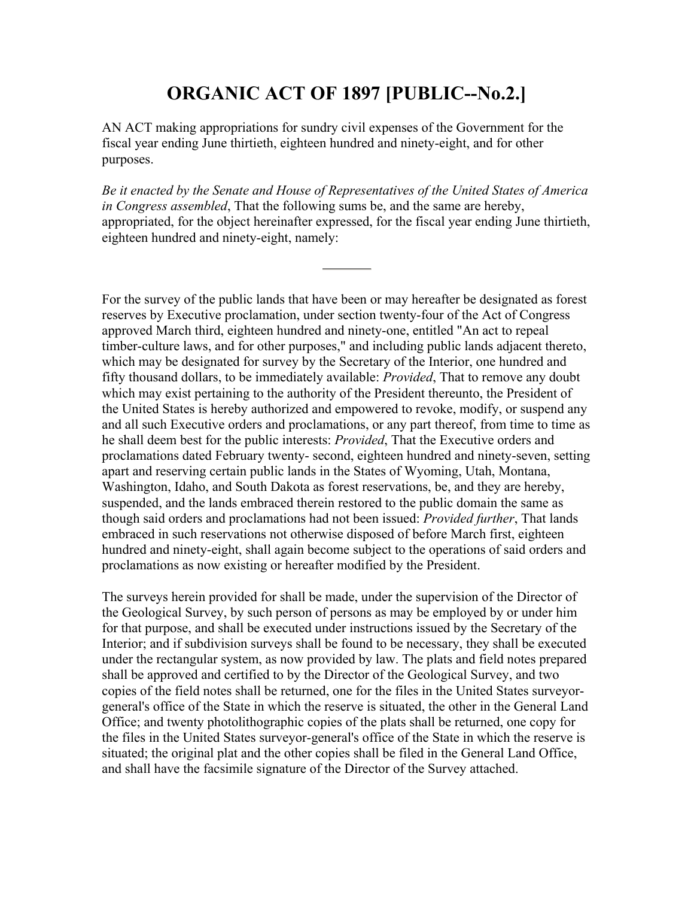# ORGANIC ACT OF 1897 [PUBLIC--No.2.]

AN ACT making appropriations for sundry civil expenses of the Government for the fiscal year ending June thirtieth, eighteen hundred and ninety-eight, and for other purposes.

*Be it enacted by the Senate and House of Representatives of the United States of America in Congress assembled*, That the following sums be, and the same are hereby, appropriated, for the object hereinafter expressed, for the fiscal year ending June thirtieth, eighteen hundred and ninety-eight, namely:

---

For the survey of the public lands that have been or may hereafter be designated as forest reserves by Executive proclamation, under section twenty-four of the Act of Congress approved March third, eighteen hundred and ninety-one, entitled "An act to repeal timber-culture laws, and for other purposes," and including public lands adjacent thereto, which may be designated for survey by the Secretary of the Interior, one hundred and fifty thousand dollars, to be immediately available: *Provided*, That to remove any doubt which may exist pertaining to the authority of the President thereunto, the President of the United States is hereby authorized and empowered to revoke, modify, or suspend any and all such Executive orders and proclamations, or any part thereof, from time to time as he shall deem best for the public interests: *Provided*, That the Executive orders and proclamations dated February twenty- second, eighteen hundred and ninety-seven, setting apart and reserving certain public lands in the States of Wyoming, Utah, Montana, Washington, Idaho, and South Dakota as forest reservations, be, and they are hereby, suspended, and the lands embraced therein restored to the public domain the same as though said orders and proclamations had not been issued: *Provided further*, That lands embraced in such reservations not otherwise disposed of before March first, eighteen hundred and ninety-eight, shall again become subject to the operations of said orders and proclamations as now existing or hereafter modified by the President.

The surveys herein provided for shall be made, under the supervision of the Director of the Geological Survey, by such person of persons as may be employed by or under him for that purpose, and shall be executed under instructions issued by the Secretary of the Interior; and if subdivision surveys shall be found to be necessary, they shall be executed under the rectangular system, as now provided by law. The plats and field notes prepared shall be approved and certified to by the Director of the Geological Survey, and two copies of the field notes shall be returned, one for the files in the United States surveyor-general's office of the State in which the reserve is situated, the other in the General Land Office; and twenty photolithographic copies of the plats shall be returned, one copy for the files in the United States surveyor-general's office of the State in which the reserve is situated; the original plat and the other copies shall be filed in the General Land Office, and shall have the facsimile signature of the Director of the Survey attached.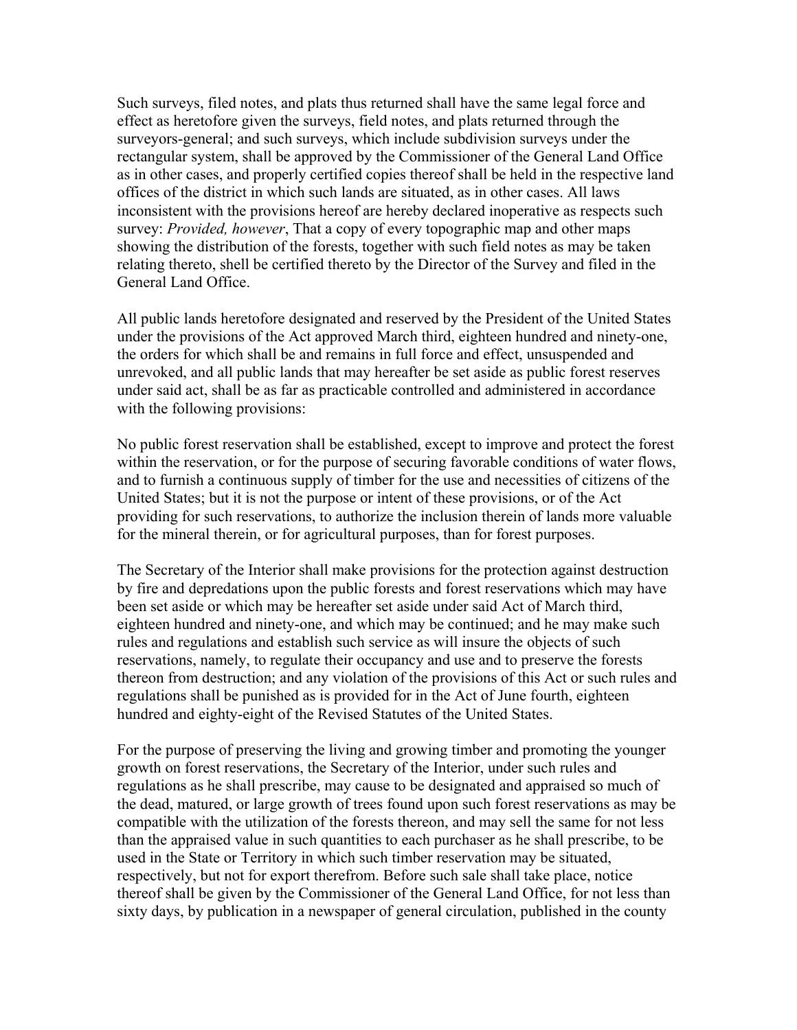Such surveys, filed notes, and plats thus returned shall have the same legal force and effect as heretofore given the surveys, field notes, and plats returned through the surveyors-general; and such surveys, which include subdivision surveys under the rectangular system, shall be approved by the Commissioner of the General Land Office as in other cases, and properly certified copies thereof shall be held in the respective land offices of the district in which such lands are situated, as in other cases. All laws inconsistent with the provisions hereof are hereby declared inoperative as respects such survey: *Provided, however*, That a copy of every topographic map and other maps showing the distribution of the forests, together with such field notes as may be taken relating thereto, shell be certified thereto by the Director of the Survey and filed in the General Land Office.

All public lands heretofore designated and reserved by the President of the United States under the provisions of the Act approved March third, eighteen hundred and ninety-one, the orders for which shall be and remains in full force and effect, unsuspended and unrevoked, and all public lands that may hereafter be set aside as public forest reserves under said act, shall be as far as practicable controlled and administered in accordance with the following provisions:

No public forest reservation shall be established, except to improve and protect the forest within the reservation, or for the purpose of securing favorable conditions of water flows, and to furnish a continuous supply of timber for the use and necessities of citizens of the United States; but it is not the purpose or intent of these provisions, or of the Act providing for such reservations, to authorize the inclusion therein of lands more valuable for the mineral therein, or for agricultural purposes, than for forest purposes.

The Secretary of the Interior shall make provisions for the protection against destruction by fire and depredations upon the public forests and forest reservations which may have been set aside or which may be hereafter set aside under said Act of March third, eighteen hundred and ninety-one, and which may be continued; and he may make such rules and regulations and establish such service as will insure the objects of such reservations, namely, to regulate their occupancy and use and to preserve the forests thereon from destruction; and any violation of the provisions of this Act or such rules and regulations shall be punished as is provided for in the Act of June fourth, eighteen hundred and eighty-eight of the Revised Statutes of the United States.

For the purpose of preserving the living and growing timber and promoting the younger growth on forest reservations, the Secretary of the Interior, under such rules and regulations as he shall prescribe, may cause to be designated and appraised so much of the dead, matured, or large growth of trees found upon such forest reservations as may be compatible with the utilization of the forests thereon, and may sell the same for not less than the appraised value in such quantities to each purchaser as he shall prescribe, to be used in the State or Territory in which such timber reservation may be situated, respectively, but not for export therefrom. Before such sale shall take place, notice thereof shall be given by the Commissioner of the General Land Office, for not less than sixty days, by publication in a newspaper of general circulation, published in the county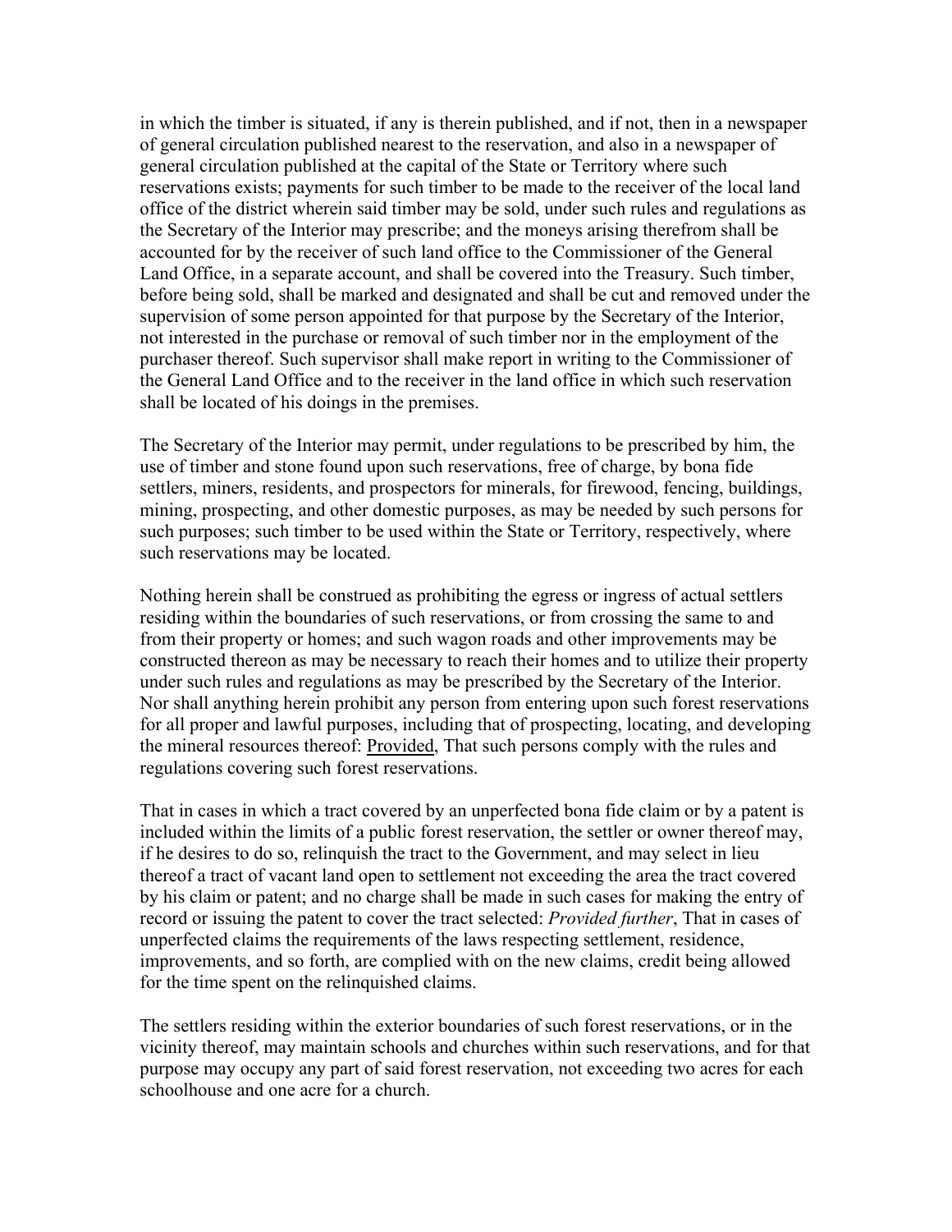in which the timber is situated, if any is therein published, and if not, then in a newspaper of general circulation published nearest to the reservation, and also in a newspaper of general circulation published at the capital of the State or Territory where such reservations exists; payments for such timber to be made to the receiver of the local land office of the district wherein said timber may be sold, under such rules and regulations as the Secretary of the Interior may prescribe; and the moneys arising therefrom shall be accounted for by the receiver of such land office to the Commissioner of the General Land Office, in a separate account, and shall be covered into the Treasury. Such timber, before being sold, shall be marked and designated and shall be cut and removed under the supervision of some person appointed for that purpose by the Secretary of the Interior, not interested in the purchase or removal of such timber nor in the employment of the purchaser thereof. Such supervisor shall make report in writing to the Commissioner of the General Land Office and to the receiver in the land office in which such reservation shall be located of his doings in the premises.

The Secretary of the Interior may permit, under regulations to be prescribed by him, the use of timber and stone found upon such reservations, free of charge, by bona fide settlers, miners, residents, and prospectors for minerals, for firewood, fencing, buildings, mining, prospecting, and other domestic purposes, as may be needed by such persons for such purposes; such timber to be used within the State or Territory, respectively, where such reservations may be located.

Nothing herein shall be construed as prohibiting the egress or ingress of actual settlers residing within the boundaries of such reservations, or from crossing the same to and from their property or homes; and such wagon roads and other improvements may be constructed thereon as may be necessary to reach their homes and to utilize their property under such rules and regulations as may be prescribed by the Secretary of the Interior. Nor shall anything herein prohibit any person from entering upon such forest reservations for all proper and lawful purposes, including that of prospecting, locating, and developing the mineral resources thereof: Provided, That such persons comply with the rules and regulations covering such forest reservations.

That in cases in which a tract covered by an unperfected bona fide claim or by a patent is included within the limits of a public forest reservation, the settler or owner thereof may, if he desires to do so, relinquish the tract to the Government, and may select in lieu thereof a tract of vacant land open to settlement not exceeding the area the tract covered by his claim or patent; and no charge shall be made in such cases for making the entry of record or issuing the patent to cover the tract selected: *Provided further*, That in cases of unperfected claims the requirements of the laws respecting settlement, residence, improvements, and so forth, are complied with on the new claims, credit being allowed for the time spent on the relinquished claims.

The settlers residing within the exterior boundaries of such forest reservations, or in the vicinity thereof, may maintain schools and churches within such reservations, and for that purpose may occupy any part of said forest reservation, not exceeding two acres for each schoolhouse and one acre for a church.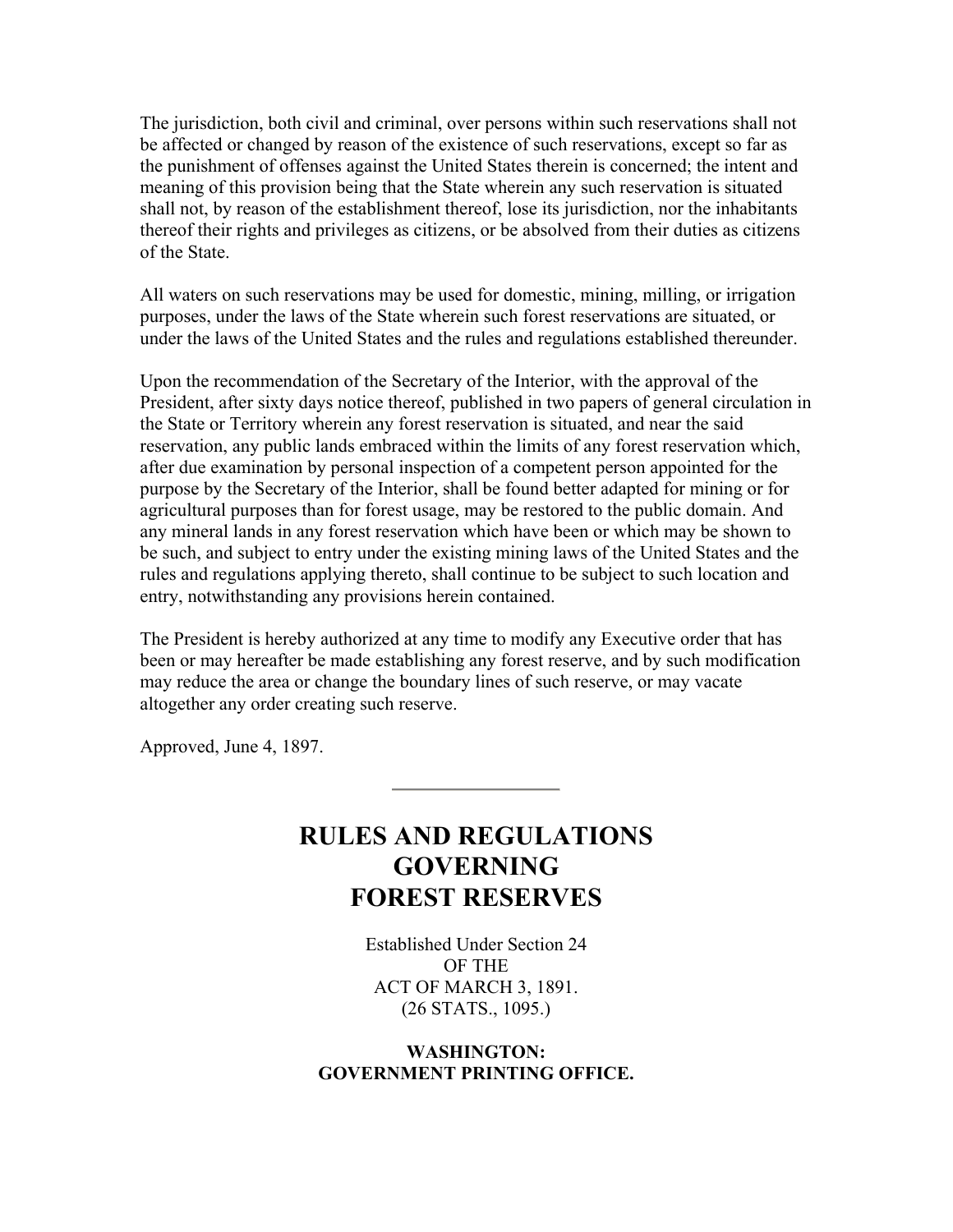The jurisdiction, both civil and criminal, over persons within such reservations shall not be affected or changed by reason of the existence of such reservations, except so far as the punishment of offenses against the United States therein is concerned; the intent and meaning of this provision being that the State wherein any such reservation is situated shall not, by reason of the establishment thereof, lose its jurisdiction, nor the inhabitants thereof their rights and privileges as citizens, or be absolved from their duties as citizens of the State.

All waters on such reservations may be used for domestic, mining, milling, or irrigation purposes, under the laws of the State wherein such forest reservations are situated, or under the laws of the United States and the rules and regulations established thereunder.

Upon the recommendation of the Secretary of the Interior, with the approval of the President, after sixty days notice thereof, published in two papers of general circulation in the State or Territory wherein any forest reservation is situated, and near the said reservation, any public lands embraced within the limits of any forest reservation which, after due examination by personal inspection of a competent person appointed for the purpose by the Secretary of the Interior, shall be found better adapted for mining or for agricultural purposes than for forest usage, may be restored to the public domain. And any mineral lands in any forest reservation which have been or which may be shown to be such, and subject to entry under the existing mining laws of the United States and the rules and regulations applying thereto, shall continue to be subject to such location and entry, notwithstanding any provisions herein contained.

The President is hereby authorized at any time to modify any Executive order that has been or may hereafter be made establishing any forest reserve, and by such modification may reduce the area or change the boundary lines of such reserve, or may vacate altogether any order creating such reserve.

Approved, June 4, 1897.

---

# RULES AND REGULATIONS GOVERNING FOREST RESERVES

Established Under Section 24
OF THE
ACT OF MARCH 3, 1891.
(26 STATS., 1095.)

**WASHINGTON:**
**GOVERNMENT PRINTING OFFICE.**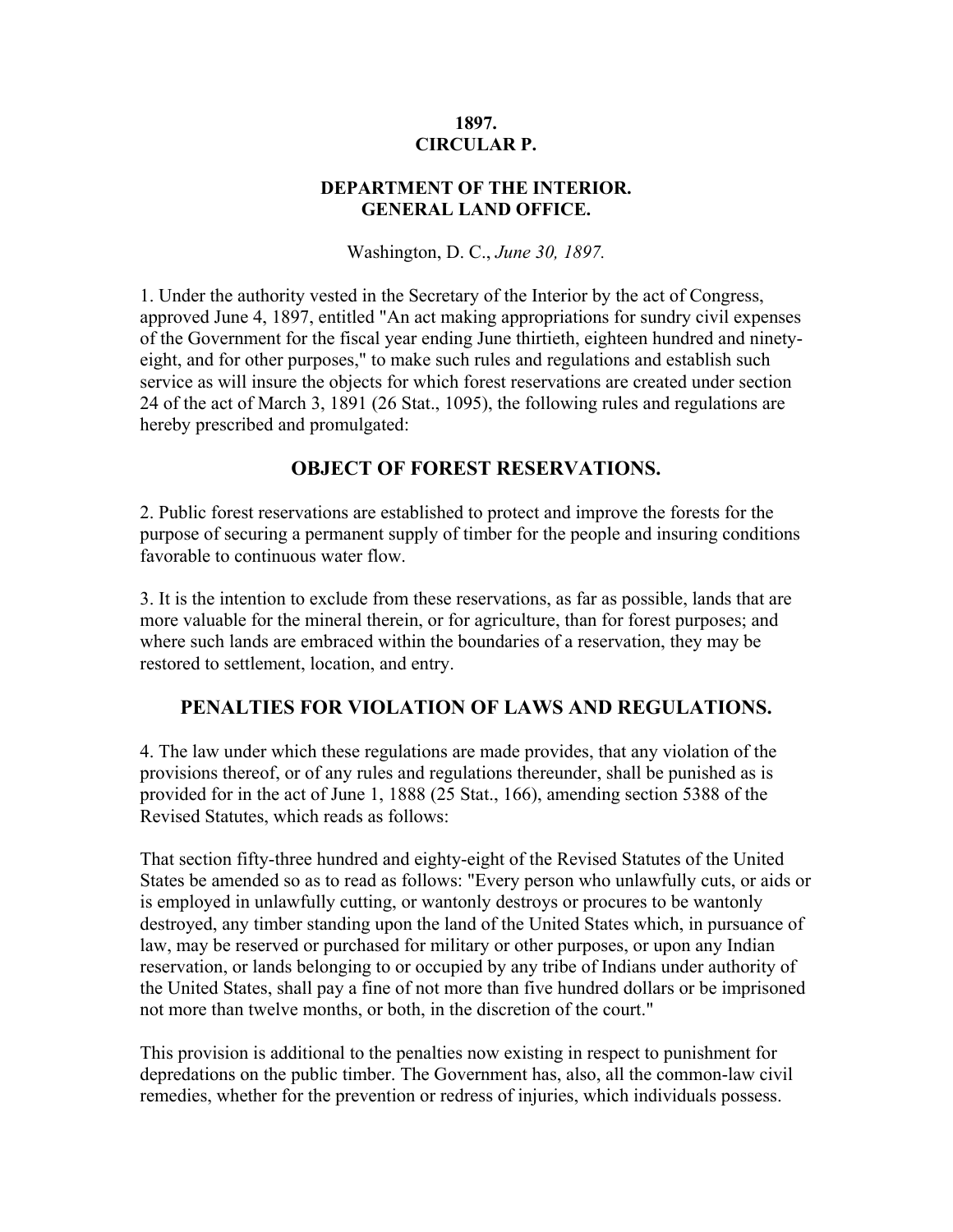**1897.**
**CIRCULAR P.**

**DEPARTMENT OF THE INTERIOR.**
**GENERAL LAND OFFICE.**

Washington, D. C., *June 30, 1897.*

1. Under the authority vested in the Secretary of the Interior by the act of Congress, approved June 4, 1897, entitled "An act making appropriations for sundry civil expenses of the Government for the fiscal year ending June thirtieth, eighteen hundred and ninety-eight, and for other purposes," to make such rules and regulations and establish such service as will insure the objects for which forest reservations are created under section 24 of the act of March 3, 1891 (26 Stat., 1095), the following rules and regulations are hereby prescribed and promulgated:

## OBJECT OF FOREST RESERVATIONS.

2. Public forest reservations are established to protect and improve the forests for the purpose of securing a permanent supply of timber for the people and insuring conditions favorable to continuous water flow.

3. It is the intention to exclude from these reservations, as far as possible, lands that are more valuable for the mineral therein, or for agriculture, than for forest purposes; and where such lands are embraced within the boundaries of a reservation, they may be restored to settlement, location, and entry.

## PENALTIES FOR VIOLATION OF LAWS AND REGULATIONS.

4. The law under which these regulations are made provides, that any violation of the provisions thereof, or of any rules and regulations thereunder, shall be punished as is provided for in the act of June 1, 1888 (25 Stat., 166), amending section 5388 of the Revised Statutes, which reads as follows:

That section fifty-three hundred and eighty-eight of the Revised Statutes of the United States be amended so as to read as follows: "Every person who unlawfully cuts, or aids or is employed in unlawfully cutting, or wantonly destroys or procures to be wantonly destroyed, any timber standing upon the land of the United States which, in pursuance of law, may be reserved or purchased for military or other purposes, or upon any Indian reservation, or lands belonging to or occupied by any tribe of Indians under authority of the United States, shall pay a fine of not more than five hundred dollars or be imprisoned not more than twelve months, or both, in the discretion of the court."

This provision is additional to the penalties now existing in respect to punishment for depredations on the public timber. The Government has, also, all the common-law civil remedies, whether for the prevention or redress of injuries, which individuals possess.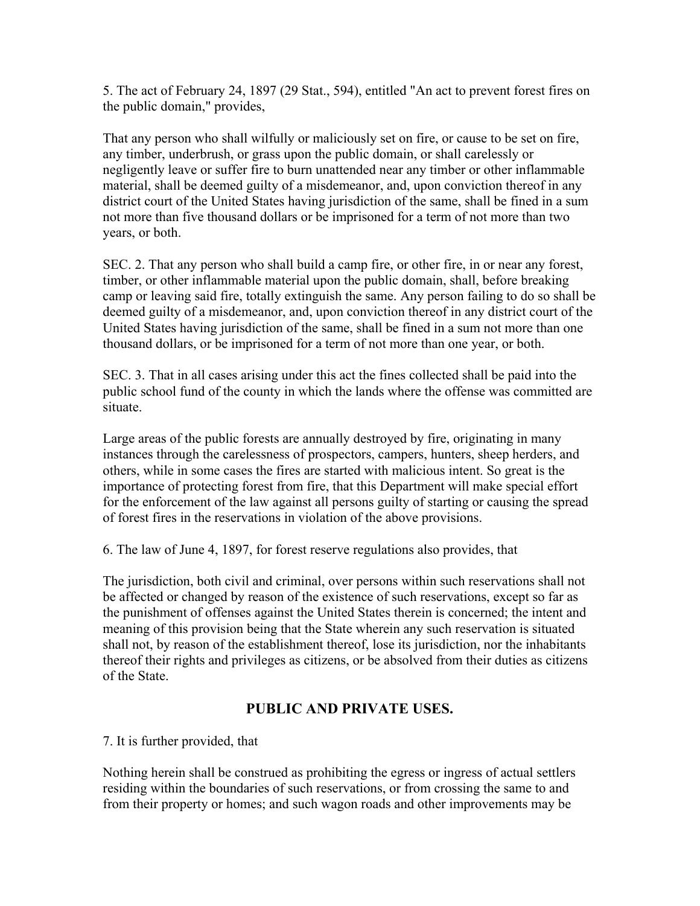5. The act of February 24, 1897 (29 Stat., 594), entitled "An act to prevent forest fires on the public domain," provides,

That any person who shall wilfully or maliciously set on fire, or cause to be set on fire, any timber, underbrush, or grass upon the public domain, or shall carelessly or negligently leave or suffer fire to burn unattended near any timber or other inflammable material, shall be deemed guilty of a misdemeanor, and, upon conviction thereof in any district court of the United States having jurisdiction of the same, shall be fined in a sum not more than five thousand dollars or be imprisoned for a term of not more than two years, or both.

SEC. 2. That any person who shall build a camp fire, or other fire, in or near any forest, timber, or other inflammable material upon the public domain, shall, before breaking camp or leaving said fire, totally extinguish the same. Any person failing to do so shall be deemed guilty of a misdemeanor, and, upon conviction thereof in any district court of the United States having jurisdiction of the same, shall be fined in a sum not more than one thousand dollars, or be imprisoned for a term of not more than one year, or both.

SEC. 3. That in all cases arising under this act the fines collected shall be paid into the public school fund of the county in which the lands where the offense was committed are situate.

Large areas of the public forests are annually destroyed by fire, originating in many instances through the carelessness of prospectors, campers, hunters, sheep herders, and others, while in some cases the fires are started with malicious intent. So great is the importance of protecting forest from fire, that this Department will make special effort for the enforcement of the law against all persons guilty of starting or causing the spread of forest fires in the reservations in violation of the above provisions.

6. The law of June 4, 1897, for forest reserve regulations also provides, that

The jurisdiction, both civil and criminal, over persons within such reservations shall not be affected or changed by reason of the existence of such reservations, except so far as the punishment of offenses against the United States therein is concerned; the intent and meaning of this provision being that the State wherein any such reservation is situated shall not, by reason of the establishment thereof, lose its jurisdiction, nor the inhabitants thereof their rights and privileges as citizens, or be absolved from their duties as citizens of the State.

## PUBLIC AND PRIVATE USES.

7. It is further provided, that

Nothing herein shall be construed as prohibiting the egress or ingress of actual settlers residing within the boundaries of such reservations, or from crossing the same to and from their property or homes; and such wagon roads and other improvements may be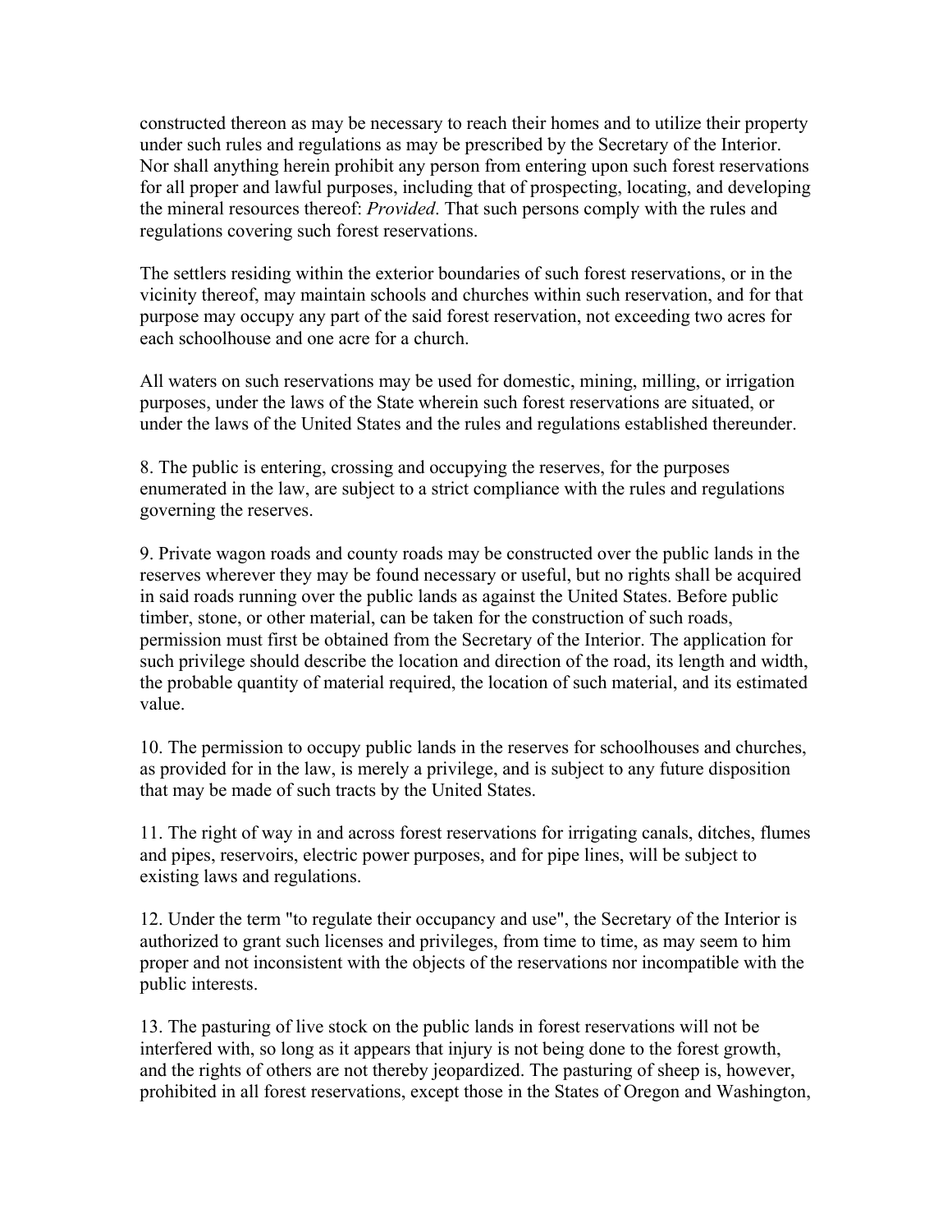constructed thereon as may be necessary to reach their homes and to utilize their property under such rules and regulations as may be prescribed by the Secretary of the Interior. Nor shall anything herein prohibit any person from entering upon such forest reservations for all proper and lawful purposes, including that of prospecting, locating, and developing the mineral resources thereof: *Provided*. That such persons comply with the rules and regulations covering such forest reservations.

The settlers residing within the exterior boundaries of such forest reservations, or in the vicinity thereof, may maintain schools and churches within such reservation, and for that purpose may occupy any part of the said forest reservation, not exceeding two acres for each schoolhouse and one acre for a church.

All waters on such reservations may be used for domestic, mining, milling, or irrigation purposes, under the laws of the State wherein such forest reservations are situated, or under the laws of the United States and the rules and regulations established thereunder.

8. The public is entering, crossing and occupying the reserves, for the purposes enumerated in the law, are subject to a strict compliance with the rules and regulations governing the reserves.

9. Private wagon roads and county roads may be constructed over the public lands in the reserves wherever they may be found necessary or useful, but no rights shall be acquired in said roads running over the public lands as against the United States. Before public timber, stone, or other material, can be taken for the construction of such roads, permission must first be obtained from the Secretary of the Interior. The application for such privilege should describe the location and direction of the road, its length and width, the probable quantity of material required, the location of such material, and its estimated value.

10. The permission to occupy public lands in the reserves for schoolhouses and churches, as provided for in the law, is merely a privilege, and is subject to any future disposition that may be made of such tracts by the United States.

11. The right of way in and across forest reservations for irrigating canals, ditches, flumes and pipes, reservoirs, electric power purposes, and for pipe lines, will be subject to existing laws and regulations.

12. Under the term "to regulate their occupancy and use", the Secretary of the Interior is authorized to grant such licenses and privileges, from time to time, as may seem to him proper and not inconsistent with the objects of the reservations nor incompatible with the public interests.

13. The pasturing of live stock on the public lands in forest reservations will not be interfered with, so long as it appears that injury is not being done to the forest growth, and the rights of others are not thereby jeopardized. The pasturing of sheep is, however, prohibited in all forest reservations, except those in the States of Oregon and Washington,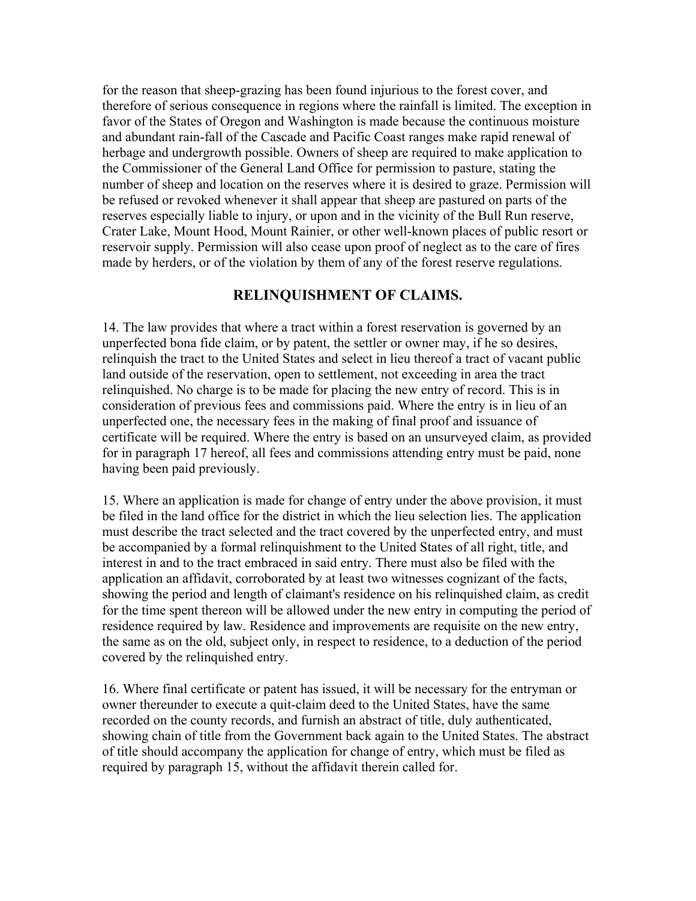for the reason that sheep-grazing has been found injurious to the forest cover, and therefore of serious consequence in regions where the rainfall is limited. The exception in favor of the States of Oregon and Washington is made because the continuous moisture and abundant rain-fall of the Cascade and Pacific Coast ranges make rapid renewal of herbage and undergrowth possible. Owners of sheep are required to make application to the Commissioner of the General Land Office for permission to pasture, stating the number of sheep and location on the reserves where it is desired to graze. Permission will be refused or revoked whenever it shall appear that sheep are pastured on parts of the reserves especially liable to injury, or upon and in the vicinity of the Bull Run reserve, Crater Lake, Mount Hood, Mount Rainier, or other well-known places of public resort or reservoir supply. Permission will also cease upon proof of neglect as to the care of fires made by herders, or of the violation by them of any of the forest reserve regulations.

## RELINQUISHMENT OF CLAIMS.

14. The law provides that where a tract within a forest reservation is governed by an unperfected bona fide claim, or by patent, the settler or owner may, if he so desires, relinquish the tract to the United States and select in lieu thereof a tract of vacant public land outside of the reservation, open to settlement, not exceeding in area the tract relinquished. No charge is to be made for placing the new entry of record. This is in consideration of previous fees and commissions paid. Where the entry is in lieu of an unperfected one, the necessary fees in the making of final proof and issuance of certificate will be required. Where the entry is based on an unsurveyed claim, as provided for in paragraph 17 hereof, all fees and commissions attending entry must be paid, none having been paid previously.

15. Where an application is made for change of entry under the above provision, it must be filed in the land office for the district in which the lieu selection lies. The application must describe the tract selected and the tract covered by the unperfected entry, and must be accompanied by a formal relinquishment to the United States of all right, title, and interest in and to the tract embraced in said entry. There must also be filed with the application an affidavit, corroborated by at least two witnesses cognizant of the facts, showing the period and length of claimant's residence on his relinquished claim, as credit for the time spent thereon will be allowed under the new entry in computing the period of residence required by law. Residence and improvements are requisite on the new entry, the same as on the old, subject only, in respect to residence, to a deduction of the period covered by the relinquished entry.

16. Where final certificate or patent has issued, it will be necessary for the entryman or owner thereunder to execute a quit-claim deed to the United States, have the same recorded on the county records, and furnish an abstract of title, duly authenticated, showing chain of title from the Government back again to the United States. The abstract of title should accompany the application for change of entry, which must be filed as required by paragraph 15, without the affidavit therein called for.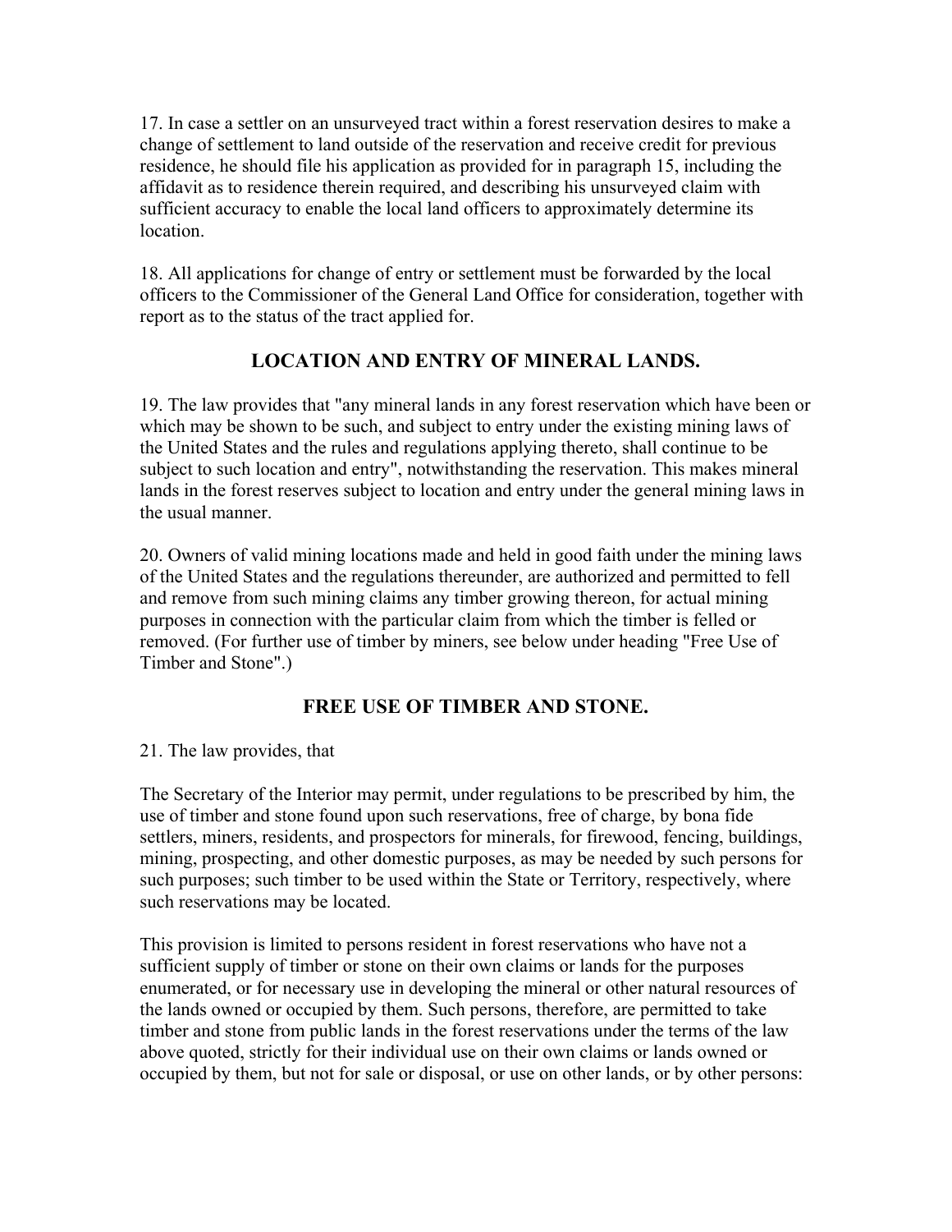17. In case a settler on an unsurveyed tract within a forest reservation desires to make a change of settlement to land outside of the reservation and receive credit for previous residence, he should file his application as provided for in paragraph 15, including the affidavit as to residence therein required, and describing his unsurveyed claim with sufficient accuracy to enable the local land officers to approximately determine its location.

18. All applications for change of entry or settlement must be forwarded by the local officers to the Commissioner of the General Land Office for consideration, together with report as to the status of the tract applied for.

## LOCATION AND ENTRY OF MINERAL LANDS.

19. The law provides that "any mineral lands in any forest reservation which have been or which may be shown to be such, and subject to entry under the existing mining laws of the United States and the rules and regulations applying thereto, shall continue to be subject to such location and entry", notwithstanding the reservation. This makes mineral lands in the forest reserves subject to location and entry under the general mining laws in the usual manner.

20. Owners of valid mining locations made and held in good faith under the mining laws of the United States and the regulations thereunder, are authorized and permitted to fell and remove from such mining claims any timber growing thereon, for actual mining purposes in connection with the particular claim from which the timber is felled or removed. (For further use of timber by miners, see below under heading "Free Use of Timber and Stone".)

## FREE USE OF TIMBER AND STONE.

21. The law provides, that

The Secretary of the Interior may permit, under regulations to be prescribed by him, the use of timber and stone found upon such reservations, free of charge, by bona fide settlers, miners, residents, and prospectors for minerals, for firewood, fencing, buildings, mining, prospecting, and other domestic purposes, as may be needed by such persons for such purposes; such timber to be used within the State or Territory, respectively, where such reservations may be located.

This provision is limited to persons resident in forest reservations who have not a sufficient supply of timber or stone on their own claims or lands for the purposes enumerated, or for necessary use in developing the mineral or other natural resources of the lands owned or occupied by them. Such persons, therefore, are permitted to take timber and stone from public lands in the forest reservations under the terms of the law above quoted, strictly for their individual use on their own claims or lands owned or occupied by them, but not for sale or disposal, or use on other lands, or by other persons: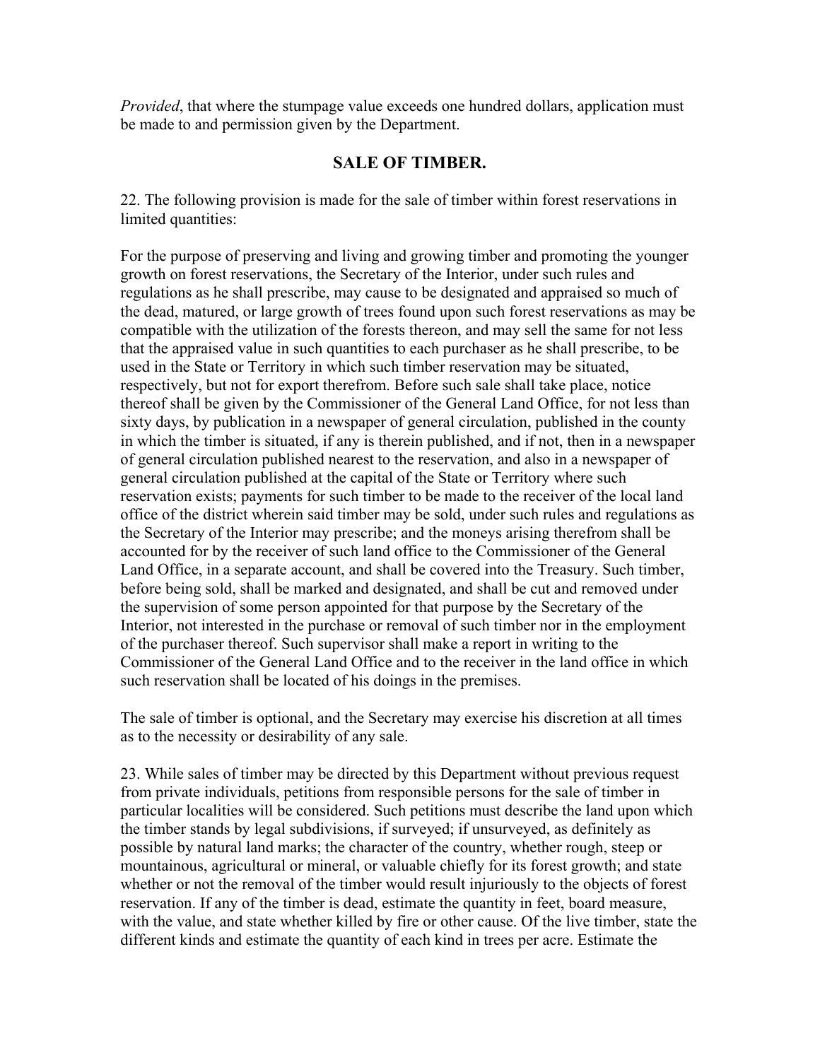*Provided*, that where the stumpage value exceeds one hundred dollars, application must be made to and permission given by the Department.

## SALE OF TIMBER.

22. The following provision is made for the sale of timber within forest reservations in limited quantities:

For the purpose of preserving and living and growing timber and promoting the younger growth on forest reservations, the Secretary of the Interior, under such rules and regulations as he shall prescribe, may cause to be designated and appraised so much of the dead, matured, or large growth of trees found upon such forest reservations as may be compatible with the utilization of the forests thereon, and may sell the same for not less that the appraised value in such quantities to each purchaser as he shall prescribe, to be used in the State or Territory in which such timber reservation may be situated, respectively, but not for export therefrom. Before such sale shall take place, notice thereof shall be given by the Commissioner of the General Land Office, for not less than sixty days, by publication in a newspaper of general circulation, published in the county in which the timber is situated, if any is therein published, and if not, then in a newspaper of general circulation published nearest to the reservation, and also in a newspaper of general circulation published at the capital of the State or Territory where such reservation exists; payments for such timber to be made to the receiver of the local land office of the district wherein said timber may be sold, under such rules and regulations as the Secretary of the Interior may prescribe; and the moneys arising therefrom shall be accounted for by the receiver of such land office to the Commissioner of the General Land Office, in a separate account, and shall be covered into the Treasury. Such timber, before being sold, shall be marked and designated, and shall be cut and removed under the supervision of some person appointed for that purpose by the Secretary of the Interior, not interested in the purchase or removal of such timber nor in the employment of the purchaser thereof. Such supervisor shall make a report in writing to the Commissioner of the General Land Office and to the receiver in the land office in which such reservation shall be located of his doings in the premises.

The sale of timber is optional, and the Secretary may exercise his discretion at all times as to the necessity or desirability of any sale.

23. While sales of timber may be directed by this Department without previous request from private individuals, petitions from responsible persons for the sale of timber in particular localities will be considered. Such petitions must describe the land upon which the timber stands by legal subdivisions, if surveyed; if unsurveyed, as definitely as possible by natural land marks; the character of the country, whether rough, steep or mountainous, agricultural or mineral, or valuable chiefly for its forest growth; and state whether or not the removal of the timber would result injuriously to the objects of forest reservation. If any of the timber is dead, estimate the quantity in feet, board measure, with the value, and state whether killed by fire or other cause. Of the live timber, state the different kinds and estimate the quantity of each kind in trees per acre. Estimate the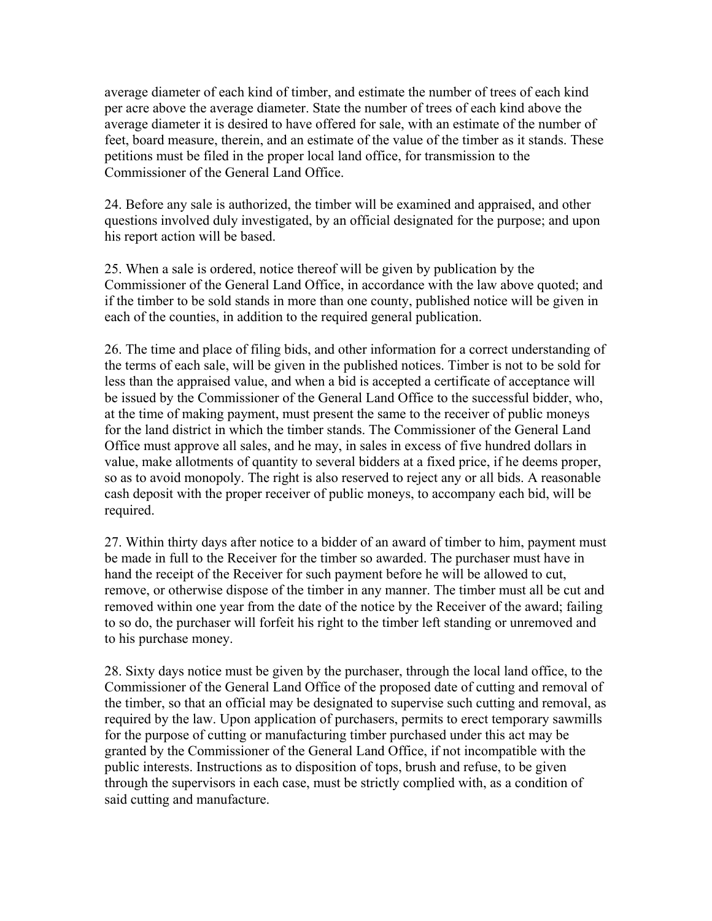average diameter of each kind of timber, and estimate the number of trees of each kind per acre above the average diameter. State the number of trees of each kind above the average diameter it is desired to have offered for sale, with an estimate of the number of feet, board measure, therein, and an estimate of the value of the timber as it stands. These petitions must be filed in the proper local land office, for transmission to the Commissioner of the General Land Office.

24. Before any sale is authorized, the timber will be examined and appraised, and other questions involved duly investigated, by an official designated for the purpose; and upon his report action will be based.

25. When a sale is ordered, notice thereof will be given by publication by the Commissioner of the General Land Office, in accordance with the law above quoted; and if the timber to be sold stands in more than one county, published notice will be given in each of the counties, in addition to the required general publication.

26. The time and place of filing bids, and other information for a correct understanding of the terms of each sale, will be given in the published notices. Timber is not to be sold for less than the appraised value, and when a bid is accepted a certificate of acceptance will be issued by the Commissioner of the General Land Office to the successful bidder, who, at the time of making payment, must present the same to the receiver of public moneys for the land district in which the timber stands. The Commissioner of the General Land Office must approve all sales, and he may, in sales in excess of five hundred dollars in value, make allotments of quantity to several bidders at a fixed price, if he deems proper, so as to avoid monopoly. The right is also reserved to reject any or all bids. A reasonable cash deposit with the proper receiver of public moneys, to accompany each bid, will be required.

27. Within thirty days after notice to a bidder of an award of timber to him, payment must be made in full to the Receiver for the timber so awarded. The purchaser must have in hand the receipt of the Receiver for such payment before he will be allowed to cut, remove, or otherwise dispose of the timber in any manner. The timber must all be cut and removed within one year from the date of the notice by the Receiver of the award; failing to so do, the purchaser will forfeit his right to the timber left standing or unremoved and to his purchase money.

28. Sixty days notice must be given by the purchaser, through the local land office, to the Commissioner of the General Land Office of the proposed date of cutting and removal of the timber, so that an official may be designated to supervise such cutting and removal, as required by the law. Upon application of purchasers, permits to erect temporary sawmills for the purpose of cutting or manufacturing timber purchased under this act may be granted by the Commissioner of the General Land Office, if not incompatible with the public interests. Instructions as to disposition of tops, brush and refuse, to be given through the supervisors in each case, must be strictly complied with, as a condition of said cutting and manufacture.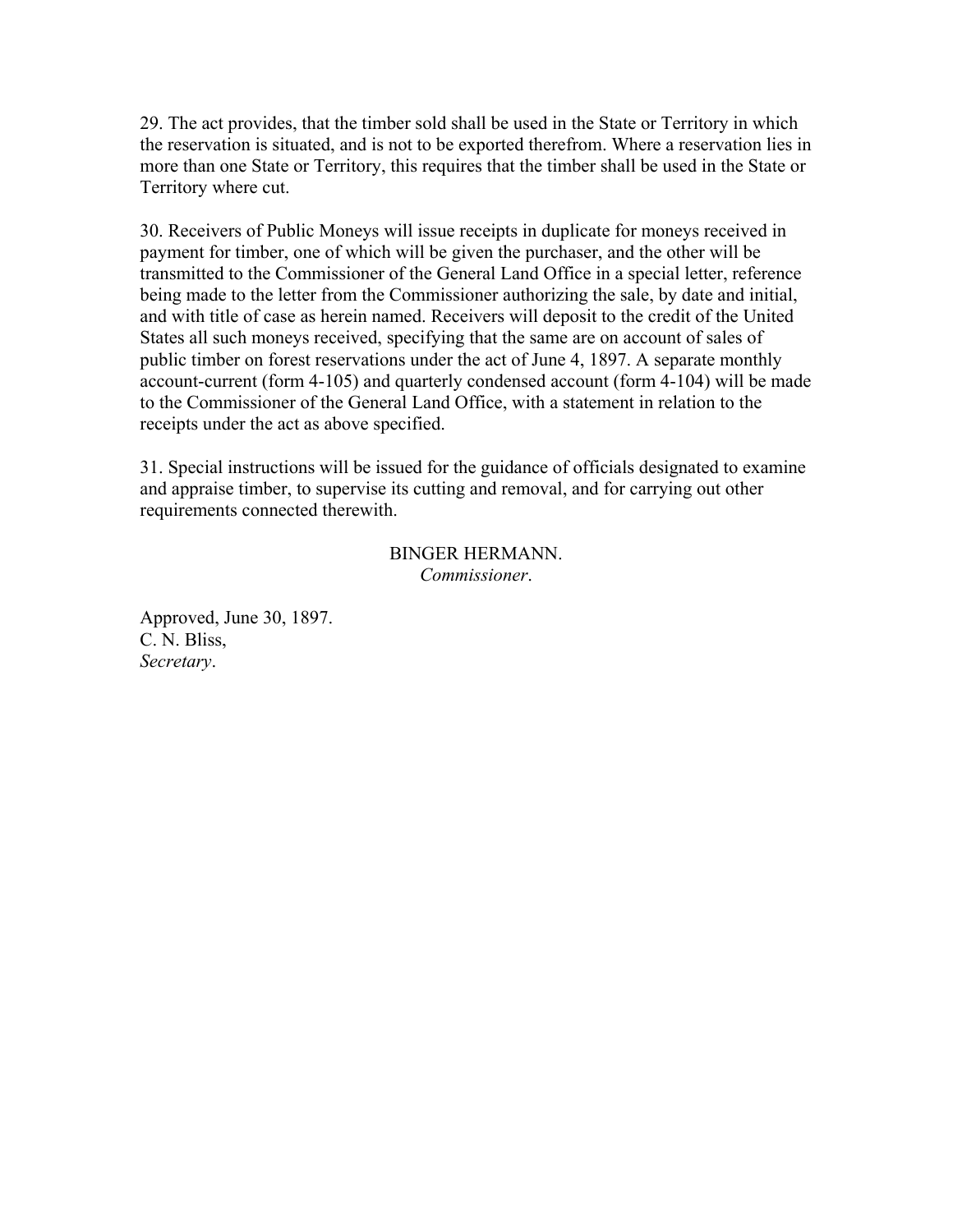29. The act provides, that the timber sold shall be used in the State or Territory in which the reservation is situated, and is not to be exported therefrom. Where a reservation lies in more than one State or Territory, this requires that the timber shall be used in the State or Territory where cut.

30. Receivers of Public Moneys will issue receipts in duplicate for moneys received in payment for timber, one of which will be given the purchaser, and the other will be transmitted to the Commissioner of the General Land Office in a special letter, reference being made to the letter from the Commissioner authorizing the sale, by date and initial, and with title of case as herein named. Receivers will deposit to the credit of the United States all such moneys received, specifying that the same are on account of sales of public timber on forest reservations under the act of June 4, 1897. A separate monthly account-current (form 4-105) and quarterly condensed account (form 4-104) will be made to the Commissioner of the General Land Office, with a statement in relation to the receipts under the act as above specified.

31. Special instructions will be issued for the guidance of officials designated to examine and appraise timber, to supervise its cutting and removal, and for carrying out other requirements connected therewith.

BINGER HERMANN.
*Commissioner*.

Approved, June 30, 1897.
C. N. Bliss,
*Secretary*.